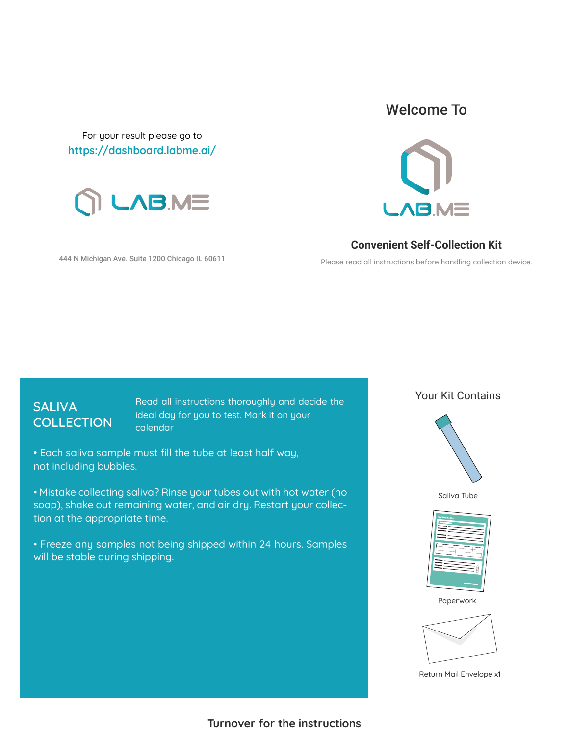For your result please go to
https://dashboard.labme.ai/

LAB.ME

444 N Michigan Ave. Suite 1200 Chicago IL 60611

## Welcome To

LAB.ME

### Convenient Self-Collection Kit

Please read all instructions before handling collection device.

## SALIVA COLLECTION

Read all instructions thoroughly and decide the ideal day for you to test. Mark it on your calendar

- Each saliva sample must fill the tube at least half way, not including bubbles.
- Mistake collecting saliva? Rinse your tubes out with hot water (no soap), shake out remaining water, and air dry. Restart your collection at the appropriate time.
- Freeze any samples not being shipped within 24 hours. Samples will be stable during shipping.

## Your Kit Contains

Saliva Tube

Paperwork

Return Mail Envelope x1

**Turnover for the instructions**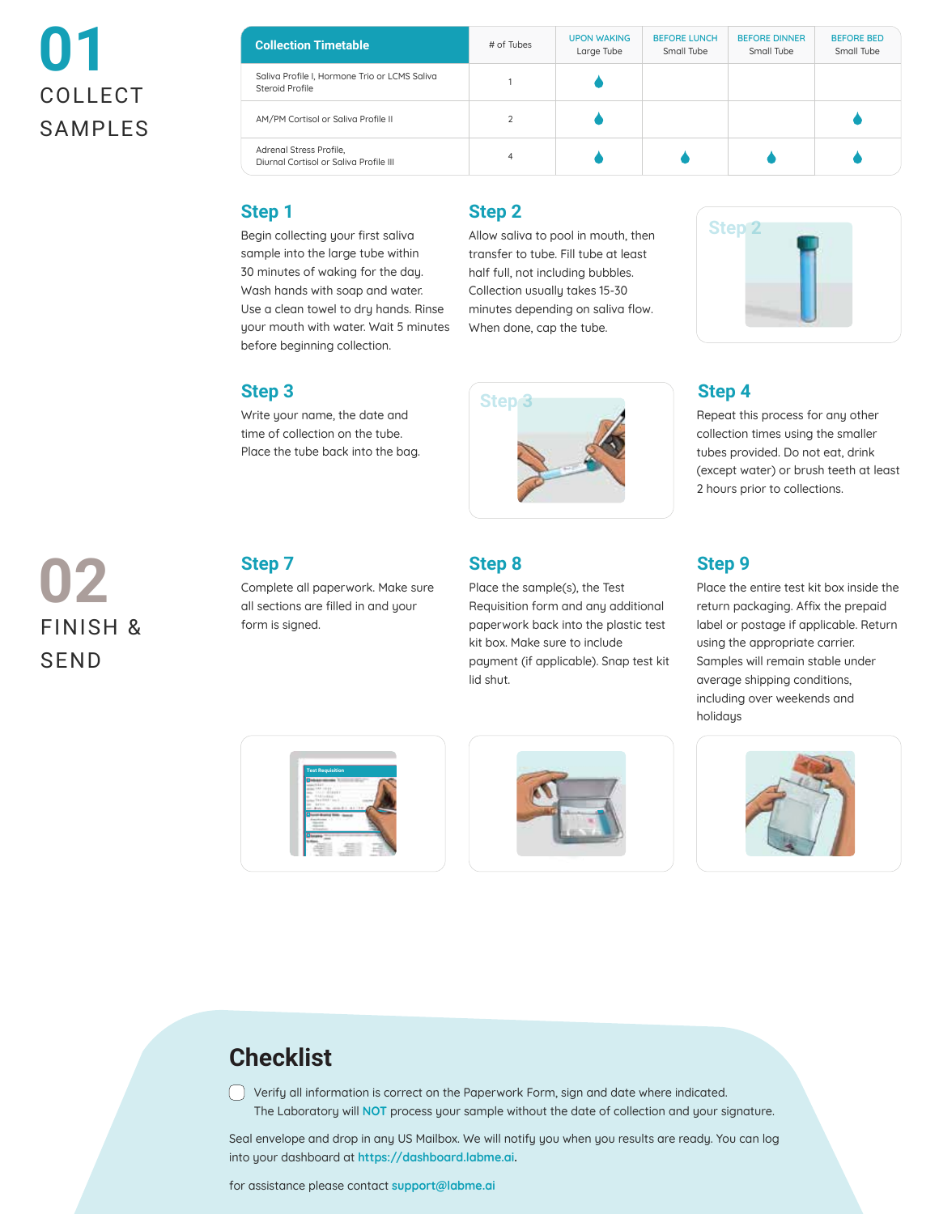# 01 COLLECT SAMPLES

| Collection Timetable | # of Tubes | UPON WAKING Large Tube | BEFORE LUNCH Small Tube | BEFORE DINNER Small Tube | BEFORE BED Small Tube |
|---|---|---|---|---|---|
| Saliva Profile I, Hormone Trio or LCMS Saliva Steroid Profile | 1 | 💧 | | | |
| AM/PM Cortisol or Saliva Profile II | 2 | 💧 | | | 💧 |
| Adrenal Stress Profile, Diurnal Cortisol or Saliva Profile III | 4 | 💧 | 💧 | 💧 | 💧 |

### Step 1

Begin collecting your first saliva sample into the large tube within 30 minutes of waking for the day. Wash hands with soap and water. Use a clean towel to dry hands. Rinse your mouth with water. Wait 5 minutes before beginning collection.

### Step 2

Allow saliva to pool in mouth, then transfer to tube. Fill tube at least half full, not including bubbles. Collection usually takes 15-30 minutes depending on saliva flow. When done, cap the tube.

### Step 3

Write your name, the date and time of collection on the tube. Place the tube back into the bag.

### Step 4

Repeat this process for any other collection times using the smaller tubes provided. Do not eat, drink (except water) or brush teeth at least 2 hours prior to collections.

# 02 FINISH & SEND

### Step 7

Complete all paperwork. Make sure all sections are filled in and your form is signed.

### Step 8

Place the sample(s), the Test Requisition form and any additional paperwork back into the plastic test kit box. Make sure to include payment (if applicable). Snap test kit lid shut.

### Step 9

Place the entire test kit box inside the return packaging. Affix the prepaid label or postage if applicable. Return using the appropriate carrier. Samples will remain stable under average shipping conditions, including over weekends and holidays

## Checklist

- [ ] Verify all information is correct on the Paperwork Form, sign and date where indicated. The Laboratory will **NOT** process your sample without the date of collection and your signature.

Seal envelope and drop in any US Mailbox. We will notify you when you results are ready. You can log into your dashboard at https://dashboard.labme.ai.

for assistance please contact support@labme.ai